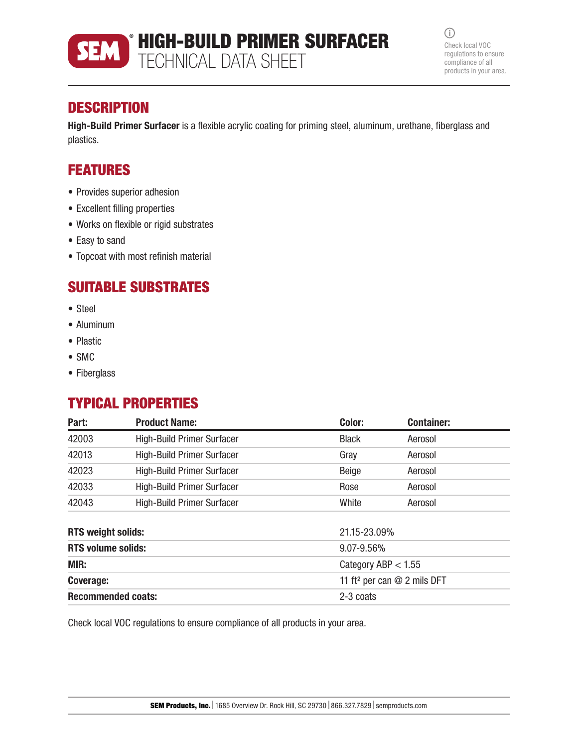# SEM® HIGH-BUILD PRIMER SURFACER
## TECHNICAL DATA SHEET

Check local VOC regulations to ensure compliance of all products in your area.

## DESCRIPTION

**High-Build Primer Surfacer** is a flexible acrylic coating for priming steel, aluminum, urethane, fiberglass and plastics.

## FEATURES

- Provides superior adhesion
- Excellent filling properties
- Works on flexible or rigid substrates
- Easy to sand
- Topcoat with most refinish material

## SUITABLE SUBSTRATES

- Steel
- Aluminum
- Plastic
- SMC
- Fiberglass

## TYPICAL PROPERTIES

| Part: | Product Name: | Color: | Container: |
|---|---|---|---|
| 42003 | High-Build Primer Surfacer | Black | Aerosol |
| 42013 | High-Build Primer Surfacer | Gray | Aerosol |
| 42023 | High-Build Primer Surfacer | Beige | Aerosol |
| 42033 | High-Build Primer Surfacer | Rose | Aerosol |
| 42043 | High-Build Primer Surfacer | White | Aerosol |

| | |
|---|---|
| **RTS weight solids:** | 21.15-23.09% |
| **RTS volume solids:** | 9.07-9.56% |
| **MIR:** | Category ABP < 1.55 |
| **Coverage:** | 11 ft² per can @ 2 mils DFT |
| **Recommended coats:** | 2-3 coats |

Check local VOC regulations to ensure compliance of all products in your area.

**SEM Products, Inc.** | 1685 Overview Dr. Rock Hill, SC 29730 | 866.327.7829 | semproducts.com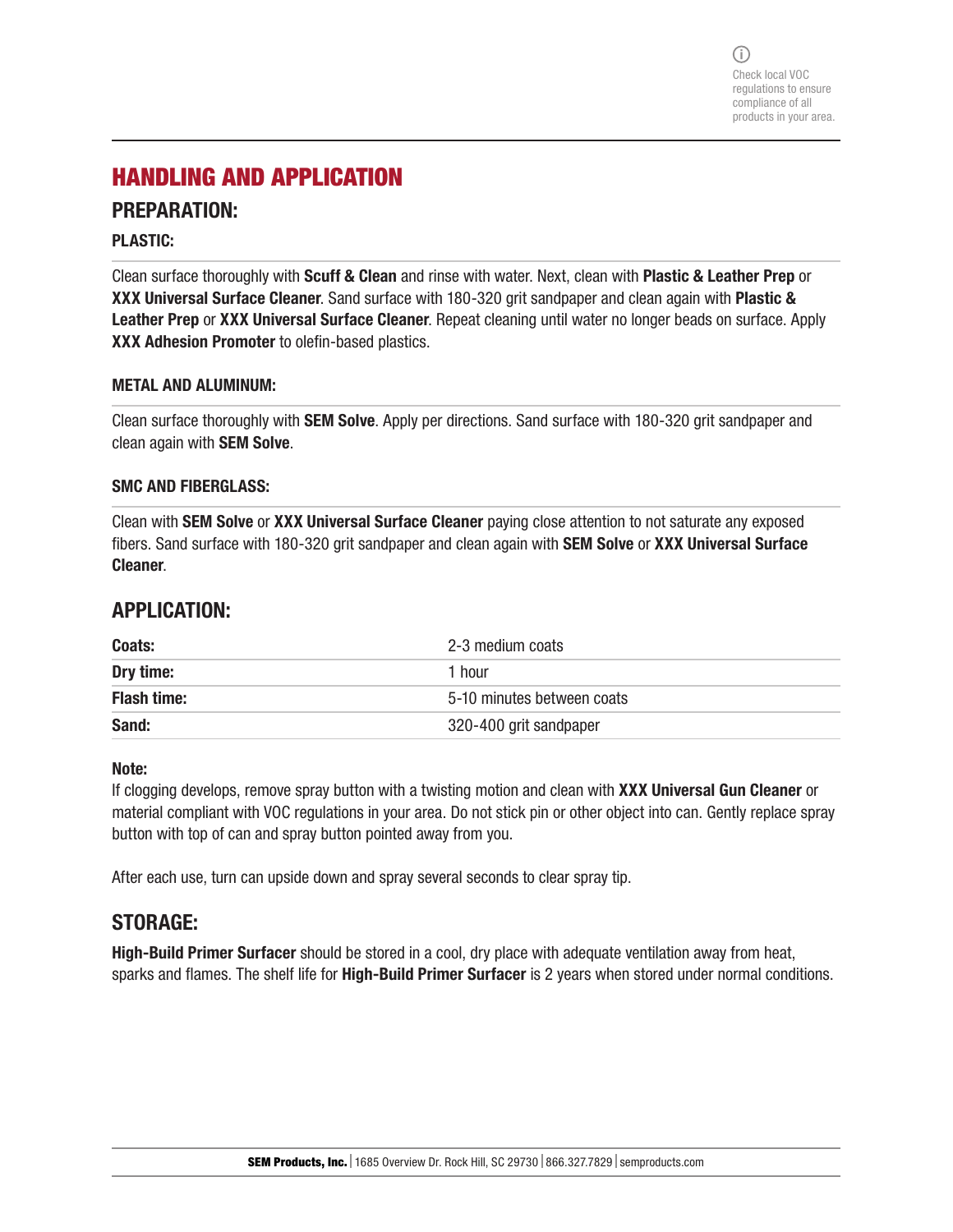Check local VOC regulations to ensure compliance of all products in your area.

# HANDLING AND APPLICATION

## PREPARATION:

### PLASTIC:

Clean surface thoroughly with **Scuff & Clean** and rinse with water. Next, clean with **Plastic & Leather Prep** or **XXX Universal Surface Cleaner**. Sand surface with 180-320 grit sandpaper and clean again with **Plastic & Leather Prep** or **XXX Universal Surface Cleaner**. Repeat cleaning until water no longer beads on surface. Apply **XXX Adhesion Promoter** to olefin-based plastics.

### METAL AND ALUMINUM:

Clean surface thoroughly with **SEM Solve**. Apply per directions. Sand surface with 180-320 grit sandpaper and clean again with **SEM Solve**.

### SMC AND FIBERGLASS:

Clean with **SEM Solve** or **XXX Universal Surface Cleaner** paying close attention to not saturate any exposed fibers. Sand surface with 180-320 grit sandpaper and clean again with **SEM Solve** or **XXX Universal Surface Cleaner**.

## APPLICATION:

| | |
|---|---|
| **Coats:** | 2-3 medium coats |
| **Dry time:** | 1 hour |
| **Flash time:** | 5-10 minutes between coats |
| **Sand:** | 320-400 grit sandpaper |

**Note:**
If clogging develops, remove spray button with a twisting motion and clean with **XXX Universal Gun Cleaner** or material compliant with VOC regulations in your area. Do not stick pin or other object into can. Gently replace spray button with top of can and spray button pointed away from you.

After each use, turn can upside down and spray several seconds to clear spray tip.

## STORAGE:

**High-Build Primer Surfacer** should be stored in a cool, dry place with adequate ventilation away from heat, sparks and flames. The shelf life for **High-Build Primer Surfacer** is 2 years when stored under normal conditions.

**SEM Products, Inc.** | 1685 Overview Dr. Rock Hill, SC 29730 | 866.327.7829 | semproducts.com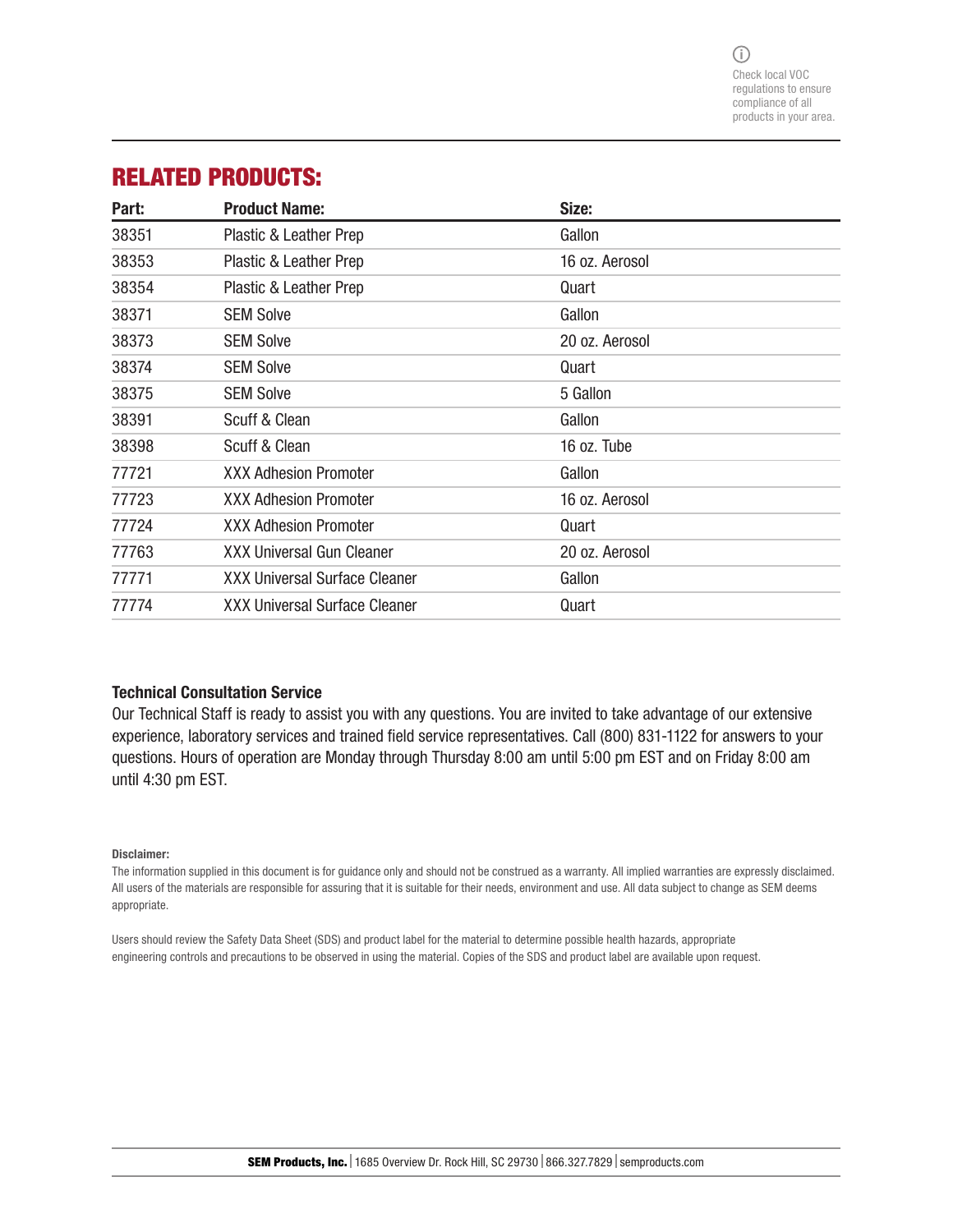Check local VOC regulations to ensure compliance of all products in your area.

## RELATED PRODUCTS:

| Part: | Product Name: | Size: |
|---|---|---|
| 38351 | Plastic & Leather Prep | Gallon |
| 38353 | Plastic & Leather Prep | 16 oz. Aerosol |
| 38354 | Plastic & Leather Prep | Quart |
| 38371 | SEM Solve | Gallon |
| 38373 | SEM Solve | 20 oz. Aerosol |
| 38374 | SEM Solve | Quart |
| 38375 | SEM Solve | 5 Gallon |
| 38391 | Scuff & Clean | Gallon |
| 38398 | Scuff & Clean | 16 oz. Tube |
| 77721 | XXX Adhesion Promoter | Gallon |
| 77723 | XXX Adhesion Promoter | 16 oz. Aerosol |
| 77724 | XXX Adhesion Promoter | Quart |
| 77763 | XXX Universal Gun Cleaner | 20 oz. Aerosol |
| 77771 | XXX Universal Surface Cleaner | Gallon |
| 77774 | XXX Universal Surface Cleaner | Quart |

**Technical Consultation Service**

Our Technical Staff is ready to assist you with any questions. You are invited to take advantage of our extensive experience, laboratory services and trained field service representatives. Call (800) 831-1122 for answers to your questions. Hours of operation are Monday through Thursday 8:00 am until 5:00 pm EST and on Friday 8:00 am until 4:30 pm EST.

**Disclaimer:**

The information supplied in this document is for guidance only and should not be construed as a warranty. All implied warranties are expressly disclaimed. All users of the materials are responsible for assuring that it is suitable for their needs, environment and use. All data subject to change as SEM deems appropriate.

Users should review the Safety Data Sheet (SDS) and product label for the material to determine possible health hazards, appropriate engineering controls and precautions to be observed in using the material. Copies of the SDS and product label are available upon request.

**SEM Products, Inc.** | 1685 Overview Dr. Rock Hill, SC 29730 | 866.327.7829 | semproducts.com